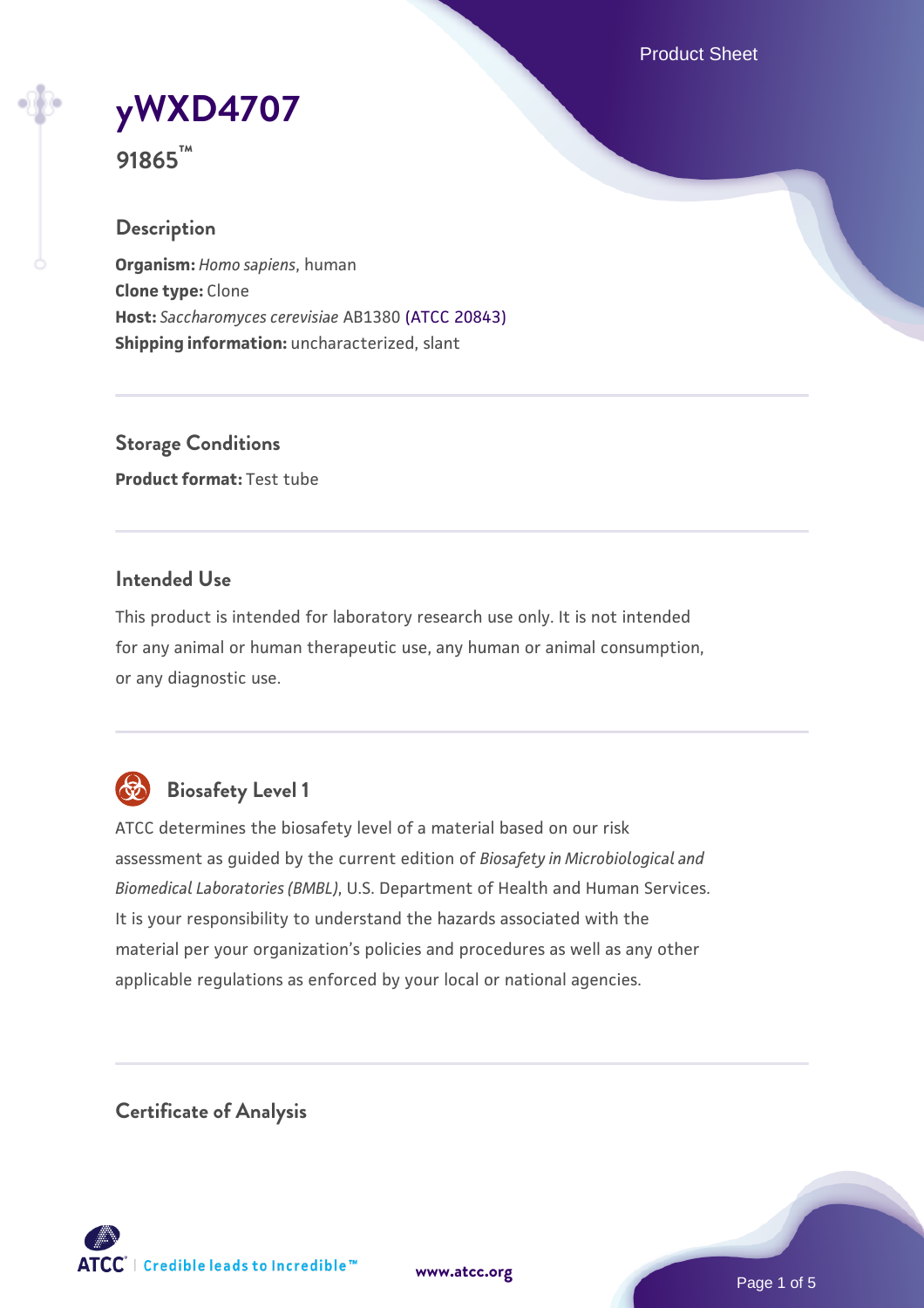# yWXD4707

**91865™**

## Description

**Organism:** *Homo sapiens*, human
**Clone type:** Clone
**Host:** *Saccharomyces cerevisiae* AB1380 (ATCC 20843)
**Shipping information:** uncharacterized, slant

## Storage Conditions

**Product format:** Test tube

## Intended Use

This product is intended for laboratory research use only. It is not intended for any animal or human therapeutic use, any human or animal consumption, or any diagnostic use.

## Biosafety Level 1

ATCC determines the biosafety level of a material based on our risk assessment as guided by the current edition of *Biosafety in Microbiological and Biomedical Laboratories (BMBL)*, U.S. Department of Health and Human Services. It is your responsibility to understand the hazards associated with the material per your organization's policies and procedures as well as any other applicable regulations as enforced by your local or national agencies.

## Certificate of Analysis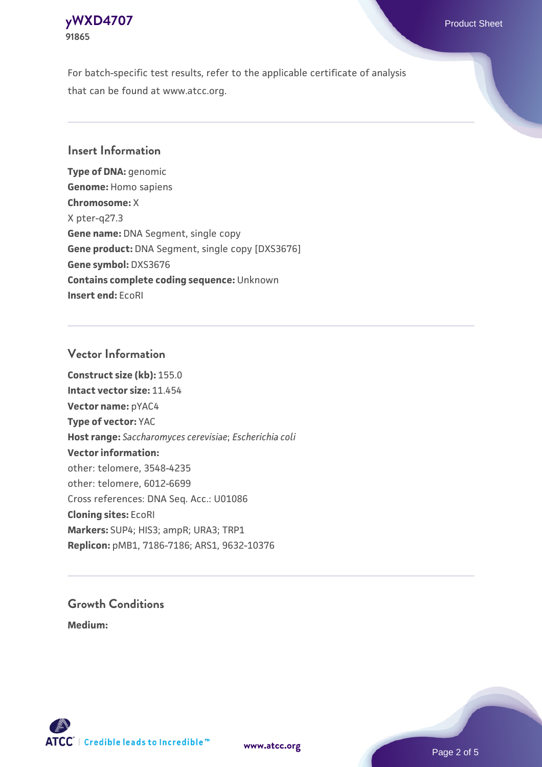For batch-specific test results, refer to the applicable certificate of analysis that can be found at www.atcc.org.

## Insert Information

**Type of DNA:** genomic
**Genome:** Homo sapiens
**Chromosome:** X
X pter-q27.3
**Gene name:** DNA Segment, single copy
**Gene product:** DNA Segment, single copy [DXS3676]
**Gene symbol:** DXS3676
**Contains complete coding sequence:** Unknown
**Insert end:** EcoRI

## Vector Information

**Construct size (kb):** 155.0
**Intact vector size:** 11.454
**Vector name:** pYAC4
**Type of vector:** YAC
**Host range:** *Saccharomyces cerevisiae*; *Escherichia coli*
**Vector information:**
other: telomere, 3548-4235
other: telomere, 6012-6699
Cross references: DNA Seq. Acc.: U01086
**Cloning sites:** EcoRI
**Markers:** SUP4; HIS3; ampR; URA3; TRP1
**Replicon:** pMB1, 7186-7186; ARS1, 9632-10376

## Growth Conditions

**Medium:**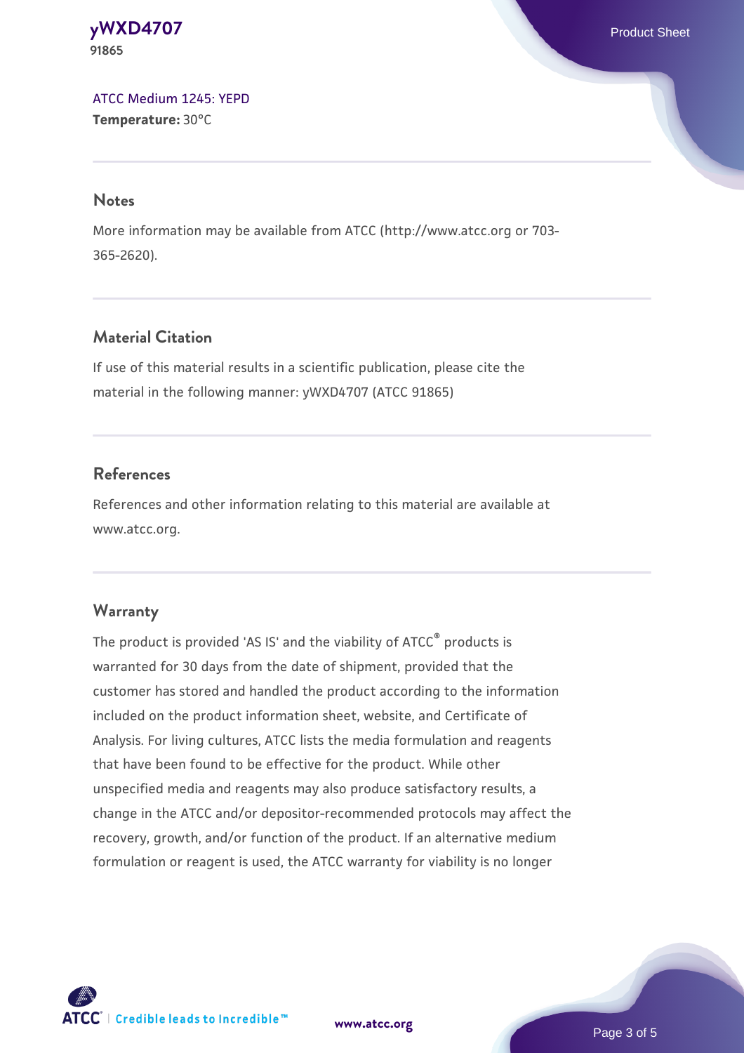[ATCC Medium 1245: YEPD](#)
**Temperature:** 30°C

## Notes

More information may be available from ATCC (http://www.atcc.org or 703-365-2620).

## Material Citation

If use of this material results in a scientific publication, please cite the material in the following manner: yWXD4707 (ATCC 91865)

## References

References and other information relating to this material are available at www.atcc.org.

## Warranty

The product is provided 'AS IS' and the viability of ATCC® products is warranted for 30 days from the date of shipment, provided that the customer has stored and handled the product according to the information included on the product information sheet, website, and Certificate of Analysis. For living cultures, ATCC lists the media formulation and reagents that have been found to be effective for the product. While other unspecified media and reagents may also produce satisfactory results, a change in the ATCC and/or depositor-recommended protocols may affect the recovery, growth, and/or function of the product. If an alternative medium formulation or reagent is used, the ATCC warranty for viability is no longer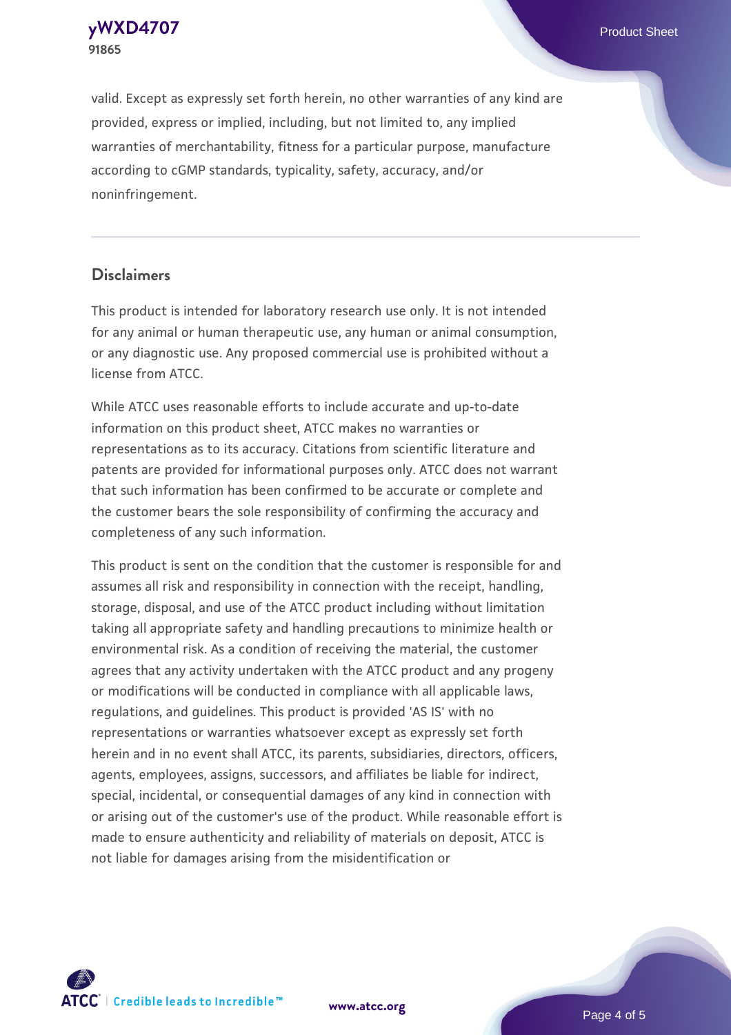valid. Except as expressly set forth herein, no other warranties of any kind are provided, express or implied, including, but not limited to, any implied warranties of merchantability, fitness for a particular purpose, manufacture according to cGMP standards, typicality, safety, accuracy, and/or noninfringement.

## Disclaimers

This product is intended for laboratory research use only. It is not intended for any animal or human therapeutic use, any human or animal consumption, or any diagnostic use. Any proposed commercial use is prohibited without a license from ATCC.

While ATCC uses reasonable efforts to include accurate and up-to-date information on this product sheet, ATCC makes no warranties or representations as to its accuracy. Citations from scientific literature and patents are provided for informational purposes only. ATCC does not warrant that such information has been confirmed to be accurate or complete and the customer bears the sole responsibility of confirming the accuracy and completeness of any such information.

This product is sent on the condition that the customer is responsible for and assumes all risk and responsibility in connection with the receipt, handling, storage, disposal, and use of the ATCC product including without limitation taking all appropriate safety and handling precautions to minimize health or environmental risk. As a condition of receiving the material, the customer agrees that any activity undertaken with the ATCC product and any progeny or modifications will be conducted in compliance with all applicable laws, regulations, and guidelines. This product is provided 'AS IS' with no representations or warranties whatsoever except as expressly set forth herein and in no event shall ATCC, its parents, subsidiaries, directors, officers, agents, employees, assigns, successors, and affiliates be liable for indirect, special, incidental, or consequential damages of any kind in connection with or arising out of the customer's use of the product. While reasonable effort is made to ensure authenticity and reliability of materials on deposit, ATCC is not liable for damages arising from the misidentification or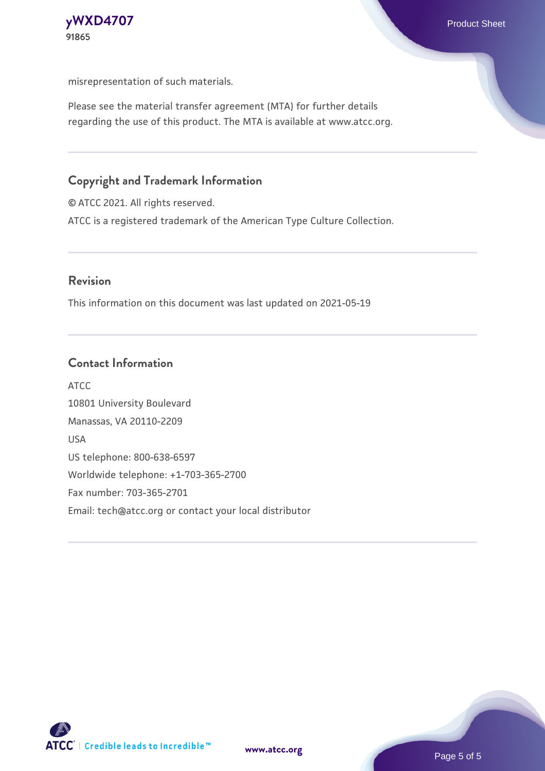misrepresentation of such materials.

Please see the material transfer agreement (MTA) for further details regarding the use of this product. The MTA is available at www.atcc.org.

## Copyright and Trademark Information

© ATCC 2021. All rights reserved.

ATCC is a registered trademark of the American Type Culture Collection.

## Revision

This information on this document was last updated on 2021-05-19

## Contact Information

ATCC

10801 University Boulevard

Manassas, VA 20110-2209

USA

US telephone: 800-638-6597

Worldwide telephone: +1-703-365-2700

Fax number: 703-365-2701

Email: tech@atcc.org or contact your local distributor